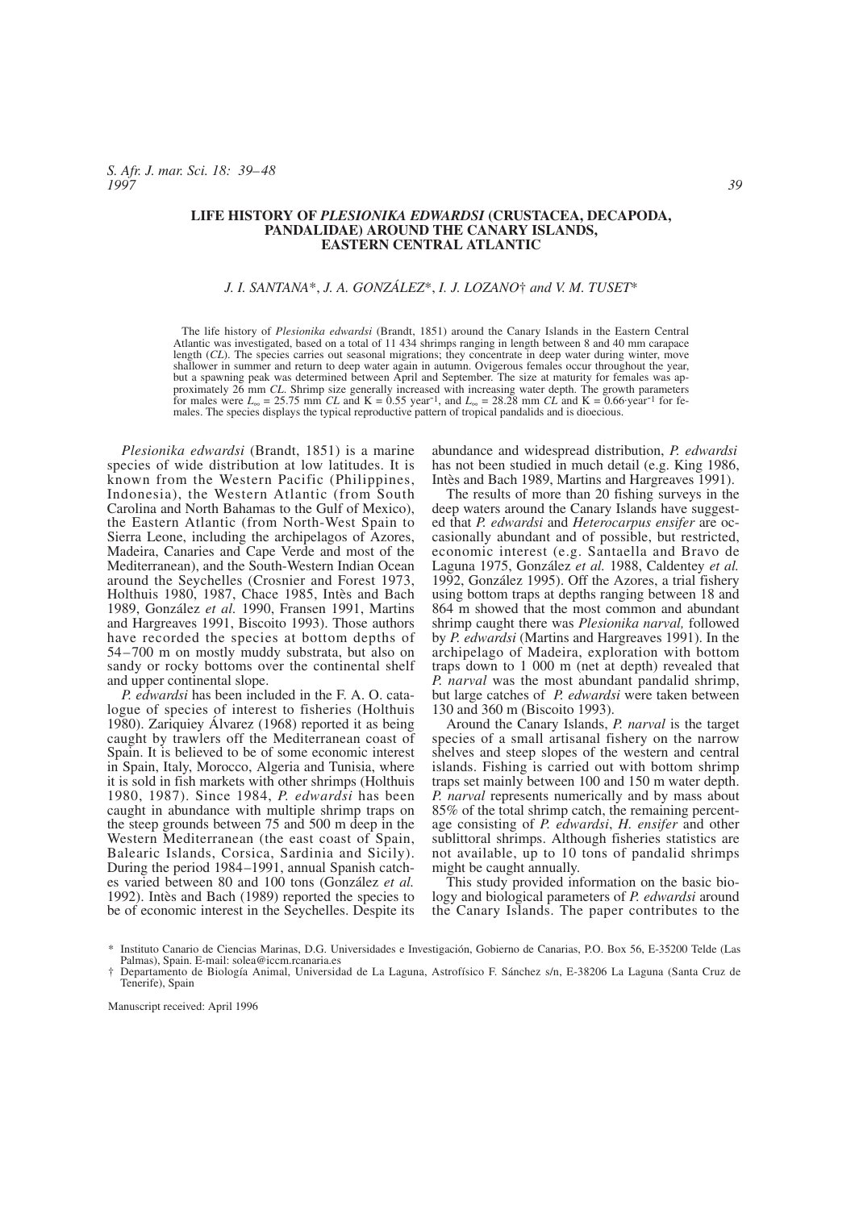# LIFE HISTORY OF *PLESIONIKA EDWARDSI* (CRUSTACEA, DECAPODA, PANDALIDAE) AROUND THE CANARY ISLANDS, EASTERN CENTRAL ATLANTIC

*J. I. SANTANA\*, J. A. GONZÁLEZ\*, I. J. LOZANO† and V. M. TUSET\**

The life history of *Plesionika edwardsi* (Brandt, 1851) around the Canary Islands in the Eastern Central Atlantic was investigated, based on a total of 11 434 shrimps ranging in length between 8 and 40 mm carapace length (*CL*). The species carries out seasonal migrations; they concentrate in deep water during winter, move shallower in summer and return to deep water again in autumn. Ovigerous females occur throughout the year, but a spawning peak was determined between April and September. The size at maturity for females was approximately 26 mm *CL*. Shrimp size generally increased with increasing water depth. The growth parameters for males were $L_\infty$ = 25.75 mm *CL* and K = 0.55 year$^{-1}$, and $L_\infty$ = 28.28 mm *CL* and K = 0.66·year$^{-1}$ for females. The species displays the typical reproductive pattern of tropical pandalids and is dioecious.

*Plesionika edwardsi* (Brandt, 1851) is a marine species of wide distribution at low latitudes. It is known from the Western Pacific (Philippines, Indonesia), the Western Atlantic (from South Carolina and North Bahamas to the Gulf of Mexico), the Eastern Atlantic (from North-West Spain to Sierra Leone, including the archipelagos of Azores, Madeira, Canaries and Cape Verde and most of the Mediterranean), and the South-Western Indian Ocean around the Seychelles (Crosnier and Forest 1973, Holthuis 1980, 1987, Chace 1985, Intès and Bach 1989, González *et al.* 1990, Fransen 1991, Martins and Hargreaves 1991, Biscoito 1993). Those authors have recorded the species at bottom depths of 54–700 m on mostly muddy substrata, but also on sandy or rocky bottoms over the continental shelf and upper continental slope.

*P. edwardsi* has been included in the F. A. O. catalogue of species of interest to fisheries (Holthuis 1980). Zariquiey Álvarez (1968) reported it as being caught by trawlers off the Mediterranean coast of Spain. It is believed to be of some economic interest in Spain, Italy, Morocco, Algeria and Tunisia, where it is sold in fish markets with other shrimps (Holthuis 1980, 1987). Since 1984, *P. edwardsi* has been caught in abundance with multiple shrimp traps on the steep grounds between 75 and 500 m deep in the Western Mediterranean (the east coast of Spain, Balearic Islands, Corsica, Sardinia and Sicily). During the period 1984–1991, annual Spanish catches varied between 80 and 100 tons (González *et al.* 1992). Intès and Bach (1989) reported the species to be of economic interest in the Seychelles. Despite its abundance and widespread distribution, *P. edwardsi* has not been studied in much detail (e.g. King 1986, Intès and Bach 1989, Martins and Hargreaves 1991).

The results of more than 20 fishing surveys in the deep waters around the Canary Islands have suggested that *P. edwardsi* and *Heterocarpus ensifer* are occasionally abundant and of possible, but restricted, economic interest (e.g. Santaella and Bravo de Laguna 1975, González *et al.* 1988, Caldentey *et al.* 1992, González 1995). Off the Azores, a trial fishery using bottom traps at depths ranging between 18 and 864 m showed that the most common and abundant shrimp caught there was *Plesionika narval,* followed by *P. edwardsi* (Martins and Hargreaves 1991). In the archipelago of Madeira, exploration with bottom traps down to 1 000 m (net at depth) revealed that *P. narval* was the most abundant pandalid shrimp, but large catches of *P. edwardsi* were taken between 130 and 360 m (Biscoito 1993).

Around the Canary Islands, *P. narval* is the target species of a small artisanal fishery on the narrow shelves and steep slopes of the western and central islands. Fishing is carried out with bottom shrimp traps set mainly between 100 and 150 m water depth. *P. narval* represents numerically and by mass about 85% of the total shrimp catch, the remaining percentage consisting of *P. edwardsi*, *H. ensifer* and other sublittoral shrimps. Although fisheries statistics are not available, up to 10 tons of pandalid shrimps might be caught annually.

This study provided information on the basic biology and biological parameters of *P. edwardsi* around the Canary Islands. The paper contributes to the

\* Instituto Canario de Ciencias Marinas, D.G. Universidades e Investigación, Gobierno de Canarias, P.O. Box 56, E-35200 Telde (Las Palmas), Spain. E-mail: solea@iccm.rcanaria.es

† Departamento de Biología Animal, Universidad de La Laguna, Astrofísico F. Sánchez s/n, E-38206 La Laguna (Santa Cruz de Tenerife), Spain

Manuscript received: April 1996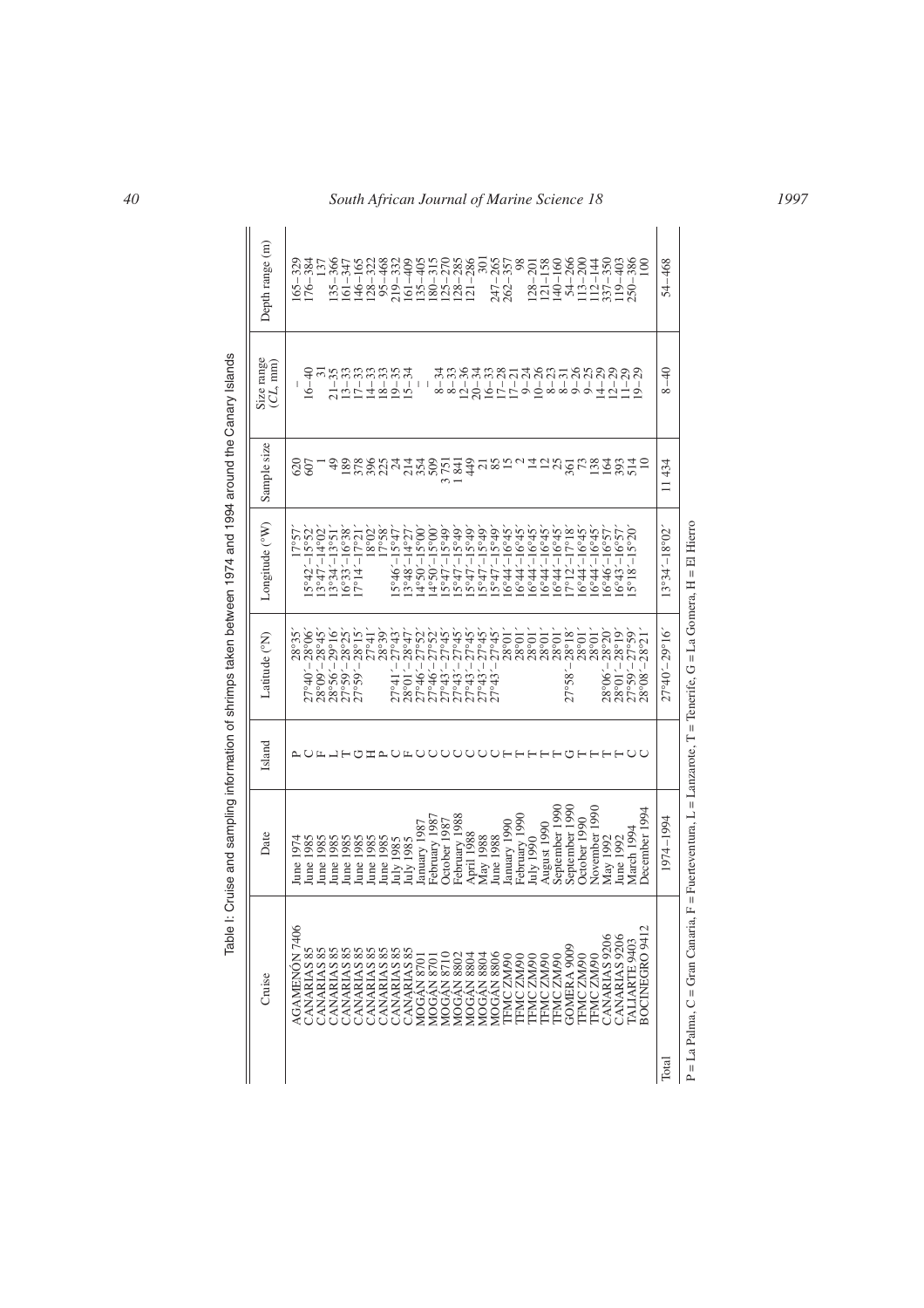Table I: Cruise and sampling information of shrimps taken between 1974 and 1994 around the Canary Islands

| Cruise | Date | Island | Latitude (°N) | Longitude (°W) | Sample size | Size range (*CL*, mm) | Depth range (m) |
|---|---|---|---|---|---|---|---|
| AGAMENÓN 7406 | June 1974 | P | 28°35′ | 17°57′ | 620 | – | 165–329 |
| CANARIAS 85 | June 1985 | C | 27°40′–28°06′ | 15°42′–15°52′ | 607 | 16–40 | 176–384 |
| CANARIAS 85 | June 1985 | F | 28°09′–28°45′ | 13°47′–14°02′ | 1 | 31 | 137 |
| CANARIAS 85 | June 1985 | L | 28°56′–29°16′ | 13°34′–13°51′ | 49 | 21–35 | 135–366 |
| CANARIAS 85 | June 1985 | T | 27°59′–28°25′ | 16°33′–16°38′ | 189 | 13–33 | 161–347 |
| CANARIAS 85 | June 1985 | G | 27°59′–28°15′ | 17°14′–17°21′ | 378 | 17–33 | 146–165 |
| CANARIAS 85 | June 1985 | H | 27°41′ | 18°02′ | 396 | 14–33 | 128–322 |
| CANARIAS 85 | June 1985 | P | 28°39′ | 17°58′ | 225 | 18–33 | 95–468 |
| CANARIAS 85 | July 1985 | C | 27°41′–27°43′ | 15°46′–15°47′ | 24 | 19–35 | 219–332 |
| CANARIAS 85 | July 1985 | F | 28°01′–28°47′ | 13°48′–14°27′ | 214 | 15–34 | 161–409 |
| MOGÁN 8701 | January 1987 | C | 27°46′–27°52′ | 14°50′–15°00′ | 354 | – | 135–405 |
| MOGÁN 8701 | February 1987 | C | 27°46′–27°52′ | 14°50′–15°00′ | 509 | – | 180–315 |
| MOGÁN 8710 | October 1987 | C | 27°43′–27°45′ | 15°47′–15°49′ | 3 751 | 8–34 | 125–270 |
| MOGÁN 8802 | February 1988 | C | 27°43′–27°45′ | 15°47′–15°49′ | 1 841 | 8–33 | 128–285 |
| MOGÁN 8804 | April 1988 | C | 27°43′–27°45′ | 15°47′–15°49′ | 449 | 12–36 | 121–286 |
| MOGÁN 8804 | May 1988 | C | 27°43′–27°45′ | 15°47′–15°49′ | 21 | 20–34 | 301 |
| MOGÁN 8806 | June 1988 | C | 27°43′–27°45′ | 15°47′–15°49′ | 85 | 16–33 | 247–265 |
| TFMC ZM90 | January 1990 | T | 28°01′ | 16°44′–16°45′ | 15 | 17–28 | 262–357 |
| TFMC ZM90 | February 1990 | T | 28°01′ | 16°44′–16°45′ | 2 | 17–21 | 98 |
| TFMC ZM90 | July 1990 | T | 28°01′ | 16°44′–16°45′ | 14 | 9–24 | 128–201 |
| TFMC ZM90 | August 1990 | T | 28°01′ | 16°44′–16°45′ | 12 | 10–26 | 121–158 |
| TFMC ZM90 | September 1990 | T | 28°01′ | 16°44′–16°45′ | 25 | 8–23 | 140–160 |
| GOMERA 9009 | September 1990 | G | 27°58′–28°18′ | 17°12′–17°18′ | 361 | 8–31 | 54–266 |
| TFMC ZM90 | October 1990 | T | 28°01′ | 16°44′–16°45′ | 73 | 9–26 | 113–200 |
| TFMC ZM90 | November 1990 | T | 28°01′ | 16°44′–16°45′ | 138 | 9–25 | 112–144 |
| CANARIAS 9206 | May 1992 | T | 28°06′–28°20′ | 16°46′–16°57′ | 164 | 14–29 | 337–350 |
| CANARIAS 9206 | June 1992 | T | 28°01′–28°19′ | 16°43′–16°57′ | 393 | 12–29 | 119–403 |
| TALIARTE 9403 | March 1994 | C | 27°59′–27°59′ | 15°18′–15°20′ | 514 | 11–29 | 250–386 |
| BOCINEGRO 9412 | December 1994 | C | 28°08′–28°21′ | | 10 | 19–29 | 100 |
| Total | 1974–1994 | | 27°40′–29°16′ | 13°34′–18°02′ | 11 434 | 8–40 | 54–468 |

P = La Palma, C = Gran Canaria, F = Fuerteventura, L = Lanzarote, T = Tenerife, G = La Gomera, H = El Hierro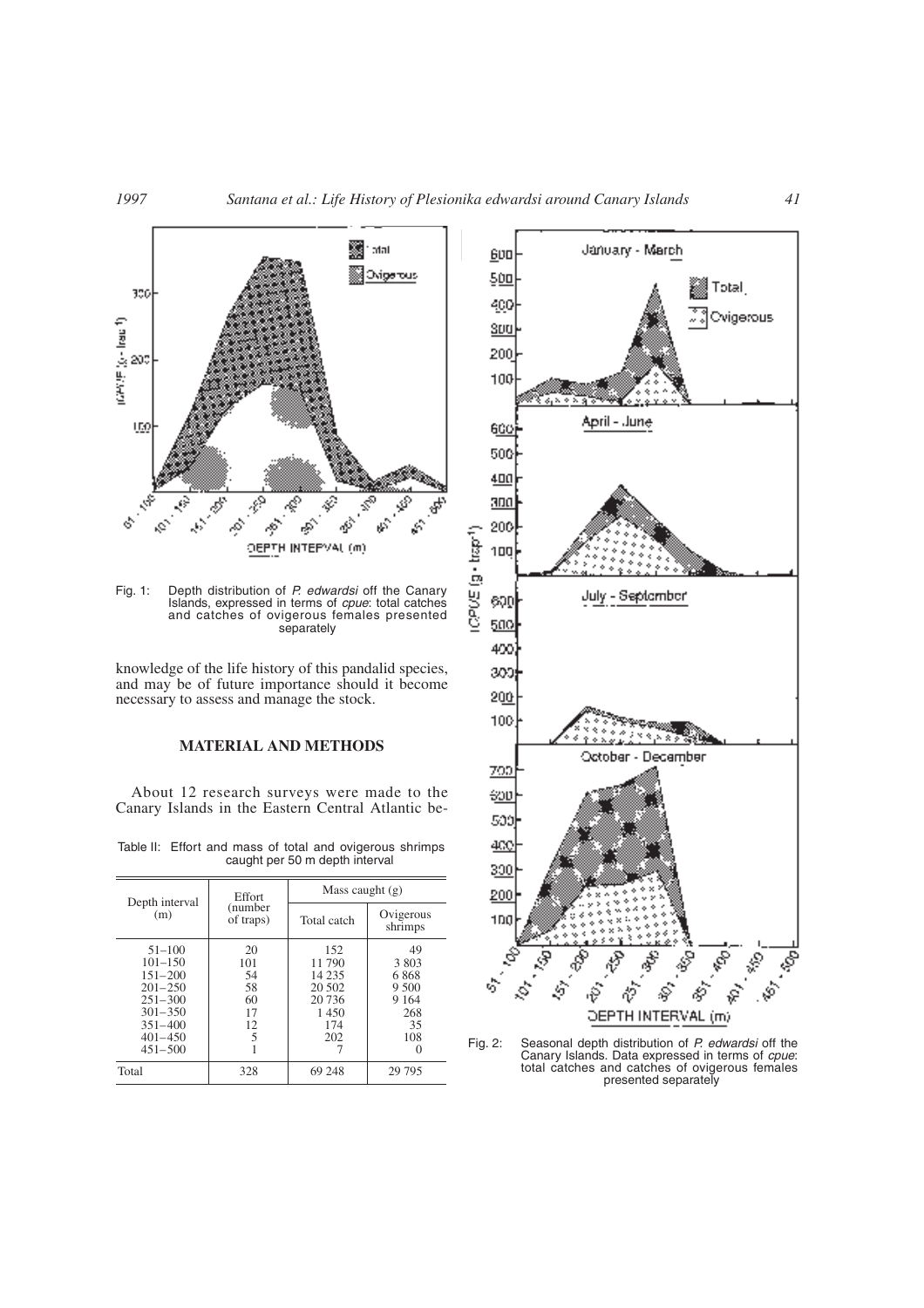Fig. 1: Depth distribution of *P. edwardsi* off the Canary Islands, expressed in terms of *cpue*: total catches and catches of ovigerous females presented separately

knowledge of the life history of this pandalid species, and may be of future importance should it become necessary to assess and manage the stock.

## MATERIAL AND METHODS

About 12 research surveys were made to the Canary Islands in the Eastern Central Atlantic be-

Table II: Effort and mass of total and ovigerous shrimps caught per 50 m depth interval

| Depth interval (m) | Effort (number of traps) | Mass caught (g) | |
|---|---|---|---|
| | | Total catch | Ovigerous shrimps |
| 51–100 | 20 | 152 | 49 |
| 101–150 | 101 | 11 790 | 3 803 |
| 151–200 | 54 | 14 235 | 6 868 |
| 201–250 | 58 | 20 502 | 9 500 |
| 251–300 | 60 | 20 736 | 9 164 |
| 301–350 | 17 | 1 450 | 268 |
| 351–400 | 12 | 174 | 35 |
| 401–450 | 5 | 202 | 108 |
| 451–500 | 1 | 7 | 0 |
| Total | 328 | 69 248 | 29 795 |

Fig. 2: Seasonal depth distribution of *P. edwardsi* off the Canary Islands. Data expressed in terms of *cpue*: total catches and catches of ovigerous females presented separately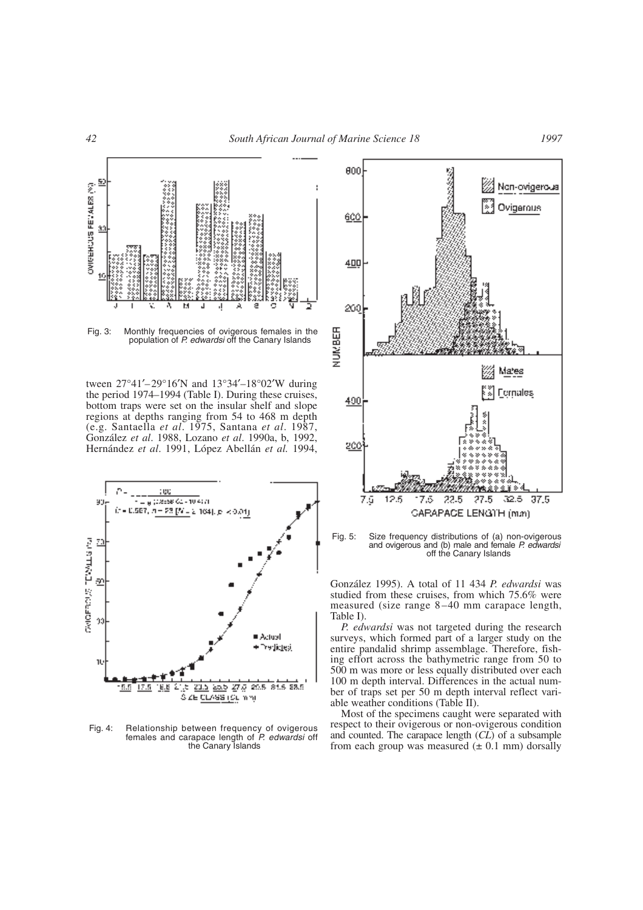Fig. 3: Monthly frequencies of ovigerous females in the population of *P. edwardsi* off the Canary Islands

tween 27°41′–29°16′N and 13°34′–18°02′W during the period 1974–1994 (Table I). During these cruises, bottom traps were set on the insular shelf and slope regions at depths ranging from 54 to 468 m depth (e.g. Santaella *et al*. 1975, Santana *et al*. 1987, González *et al*. 1988, Lozano *et al*. 1990a, b, 1992, Hernández *et al*. 1991, López Abellán *et al.* 1994, González 1995). A total of 11 434 *P. edwardsi* was studied from these cruises, from which 75.6% were measured (size range 8–40 mm carapace length, Table I).

Fig. 4: Relationship between frequency of ovigerous females and carapace length of *P. edwardsi* off the Canary Islands

Fig. 5: Size frequency distributions of (a) non-ovigerous and ovigerous and (b) male and female *P. edwardsi* off the Canary Islands

*P. edwardsi* was not targeted during the research surveys, which formed part of a larger study on the entire pandalid shrimp assemblage. Therefore, fishing effort across the bathymetric range from 50 to 500 m was more or less equally distributed over each 100 m depth interval. Differences in the actual number of traps set per 50 m depth interval reflect variable weather conditions (Table II).

Most of the specimens caught were separated with respect to their ovigerous or non-ovigerous condition and counted. The carapace length (*CL*) of a subsample from each group was measured (± 0.1 mm) dorsally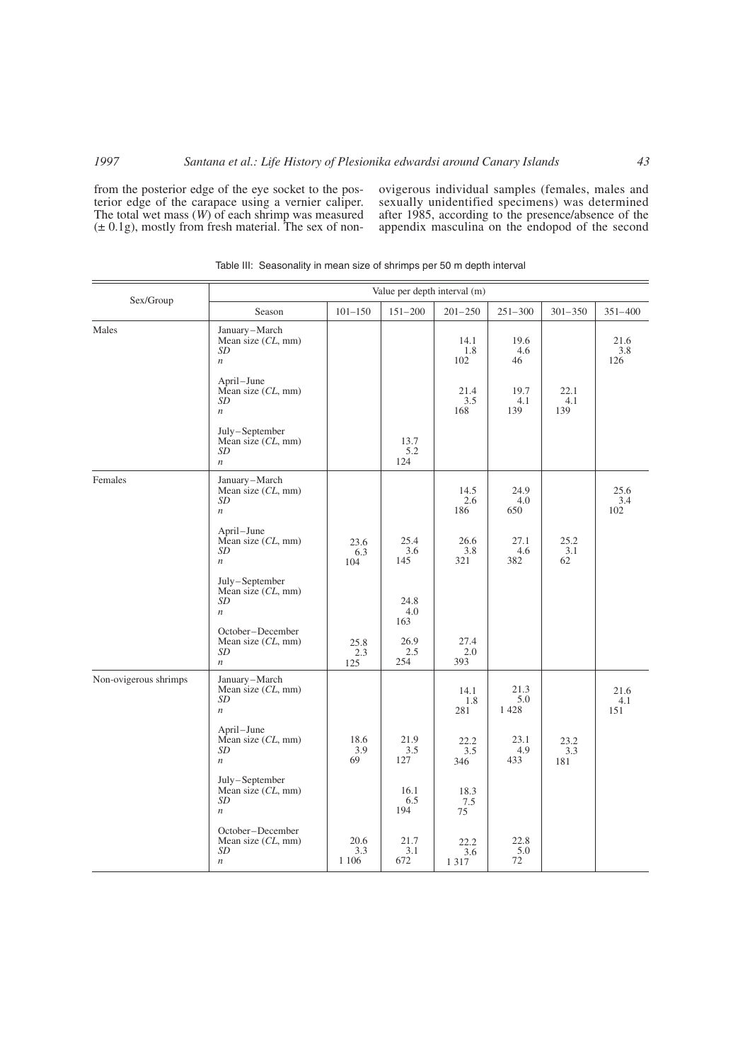from the posterior edge of the eye socket to the posterior edge of the carapace using a vernier caliper. The total wet mass (*W*) of each shrimp was measured (± 0.1g), mostly from fresh material. The sex of non-ovigerous individual samples (females, males and sexually unidentified specimens) was determined after 1985, according to the presence/absence of the appendix masculina on the endopod of the second

Table III: Seasonality in mean size of shrimps per 50 m depth interval

| Sex/Group | Season | 101–150 | 151–200 | 201–250 | 251–300 | 301–350 | 351–400 |
|---|---|---|---|---|---|---|---|
| | | Value per depth interval (m) | | | | | |
| Males | January–March | | | | | | |
| | Mean size (*CL*, mm) | | | 14.1 | 19.6 | | 21.6 |
| | *SD* | | | 1.8 | 4.6 | | 3.8 |
| | *n* | | | 102 | 46 | | 126 |
| | April–June | | | | | | |
| | Mean size (*CL*, mm) | | | 21.4 | 19.7 | 22.1 | |
| | *SD* | | | 3.5 | 4.1 | 4.1 | |
| | *n* | | | 168 | 139 | 139 | |
| | July–September | | | | | | |
| | Mean size (*CL*, mm) | | 13.7 | | | | |
| | *SD* | | 5.2 | | | | |
| | *n* | | 124 | | | | |
| Females | January–March | | | | | | |
| | Mean size (*CL*, mm) | | | 14.5 | 24.9 | | 25.6 |
| | *SD* | | | 2.6 | 4.0 | | 3.4 |
| | *n* | | | 186 | 650 | | 102 |
| | April–June | | | | | | |
| | Mean size (*CL*, mm) | 23.6 | 25.4 | 26.6 | 27.1 | 25.2 | |
| | *SD* | 6.3 | 3.6 | 3.8 | 4.6 | 3.1 | |
| | *n* | 104 | 145 | 321 | 382 | 62 | |
| | July–September | | | | | | |
| | Mean size (*CL*, mm) | | 24.8 | | | | |
| | *SD* | | 4.0 | | | | |
| | *n* | | 163 | | | | |
| | October–December | | | | | | |
| | Mean size (*CL*, mm) | 25.8 | 26.9 | 27.4 | | | |
| | *SD* | 2.3 | 2.5 | 2.0 | | | |
| | *n* | 125 | 254 | 393 | | | |
| Non-ovigerous shrimps | January–March | | | | | | |
| | Mean size (*CL*, mm) | | | 14.1 | 21.3 | | 21.6 |
| | *SD* | | | 1.8 | 5.0 | | 4.1 |
| | *n* | | | 281 | 1 428 | | 151 |
| | April–June | | | | | | |
| | Mean size (*CL*, mm) | 18.6 | 21.9 | 22.2 | 23.1 | 23.2 | |
| | *SD* | 3.9 | 3.5 | 3.5 | 4.9 | 3.3 | |
| | *n* | 69 | 127 | 346 | 433 | 181 | |
| | July–September | | | | | | |
| | Mean size (*CL*, mm) | | 16.1 | 18.3 | | | |
| | *SD* | | 6.5 | 7.5 | | | |
| | *n* | | 194 | 75 | | | |
| | October–December | | | | | | |
| | Mean size (*CL*, mm) | 20.6 | 21.7 | 22.2 | 22.8 | | |
| | *SD* | 3.3 | 3.1 | 3.6 | 5.0 | | |
| | *n* | 1 106 | 672 | 1 317 | 72 | | |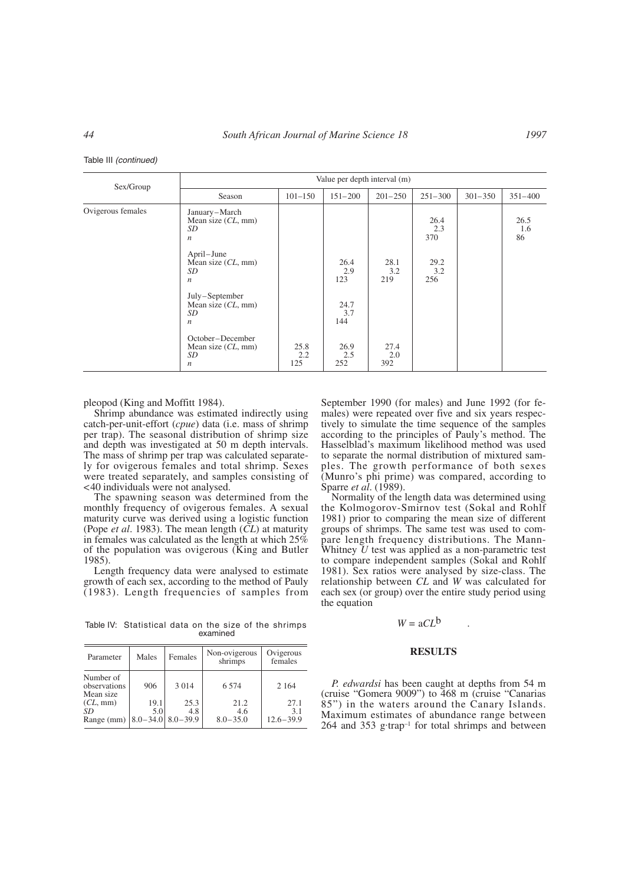Table III *(continued)*

| Sex/Group | Value per depth interval (m) | | | | | | |
|---|---|---|---|---|---|---|---|
| | Season | 101–150 | 151–200 | 201–250 | 251–300 | 301–350 | 351–400 |
| Ovigerous females | January–March | | | | | | |
| | Mean size (*CL*, mm) | | | | 26.4 | | 26.5 |
| | *SD* | | | | 2.3 | | 1.6 |
| | *n* | | | | 370 | | 86 |
| | April–June | | | | | | |
| | Mean size (*CL*, mm) | | 26.4 | 28.1 | 29.2 | | |
| | *SD* | | 2.9 | 3.2 | 3.2 | | |
| | *n* | | 123 | 219 | 256 | | |
| | July–September | | | | | | |
| | Mean size (*CL*, mm) | | 24.7 | | | | |
| | *SD* | | 3.7 | | | | |
| | *n* | | 144 | | | | |
| | October–December | | | | | | |
| | Mean size (*CL*, mm) | 25.8 | 26.9 | 27.4 | | | |
| | *SD* | 2.2 | 2.5 | 2.0 | | | |
| | *n* | 125 | 252 | 392 | | | |

pleopod (King and Moffitt 1984).

Shrimp abundance was estimated indirectly using catch-per-unit-effort (*cpue*) data (i.e. mass of shrimp per trap). The seasonal distribution of shrimp size and depth was investigated at 50 m depth intervals. The mass of shrimp per trap was calculated separately for ovigerous females and total shrimp. Sexes were treated separately, and samples consisting of <40 individuals were not analysed.

The spawning season was determined from the monthly frequency of ovigerous females. A sexual maturity curve was derived using a logistic function (Pope *et al*. 1983). The mean length (*CL*) at maturity in females was calculated as the length at which 25% of the population was ovigerous (King and Butler 1985).

Length frequency data were analysed to estimate growth of each sex, according to the method of Pauly (1983). Length frequencies of samples from September 1990 (for males) and June 1992 (for females) were repeated over five and six years respectively to simulate the time sequence of the samples according to the principles of Pauly's method. The Hasselblad's maximum likelihood method was used to separate the normal distribution of mixtured samples. The growth performance of both sexes (Munro's phi prime) was compared, according to Sparre *et al*. (1989).

Normality of the length data was determined using the Kolmogorov-Smirnov test (Sokal and Rohlf 1981) prior to comparing the mean size of different groups of shrimps. The same test was used to compare length frequency distributions. The Mann-Whitney *U* test was applied as a non-parametric test to compare independent samples (Sokal and Rohlf 1981). Sex ratios were analysed by size-class. The relationship between *CL* and *W* was calculated for each sex (or group) over the entire study period using the equation

$$W = aCL^{b} \quad .$$

Table IV: Statistical data on the size of the shrimps examined

| Parameter | Males | Females | Non-ovigerous shrimps | Ovigerous females |
|---|---|---|---|---|
| Number of observations | 906 | 3 014 | 6 574 | 2 164 |
| Mean size (*CL*, mm) | 19.1 | 25.3 | 21.2 | 27.1 |
| *SD* | 5.0 | 4.8 | 4.6 | 3.1 |
| Range (mm) | 8.0–34.0 | 8.0–39.9 | 8.0–35.0 | 12.6–39.9 |

## RESULTS

*P. edwardsi* has been caught at depths from 54 m (cruise "Gomera 9009") to 468 m (cruise "Canarias 85") in the waters around the Canary Islands. Maximum estimates of abundance range between 264 and 353 g·trap$^{-1}$ for total shrimps and between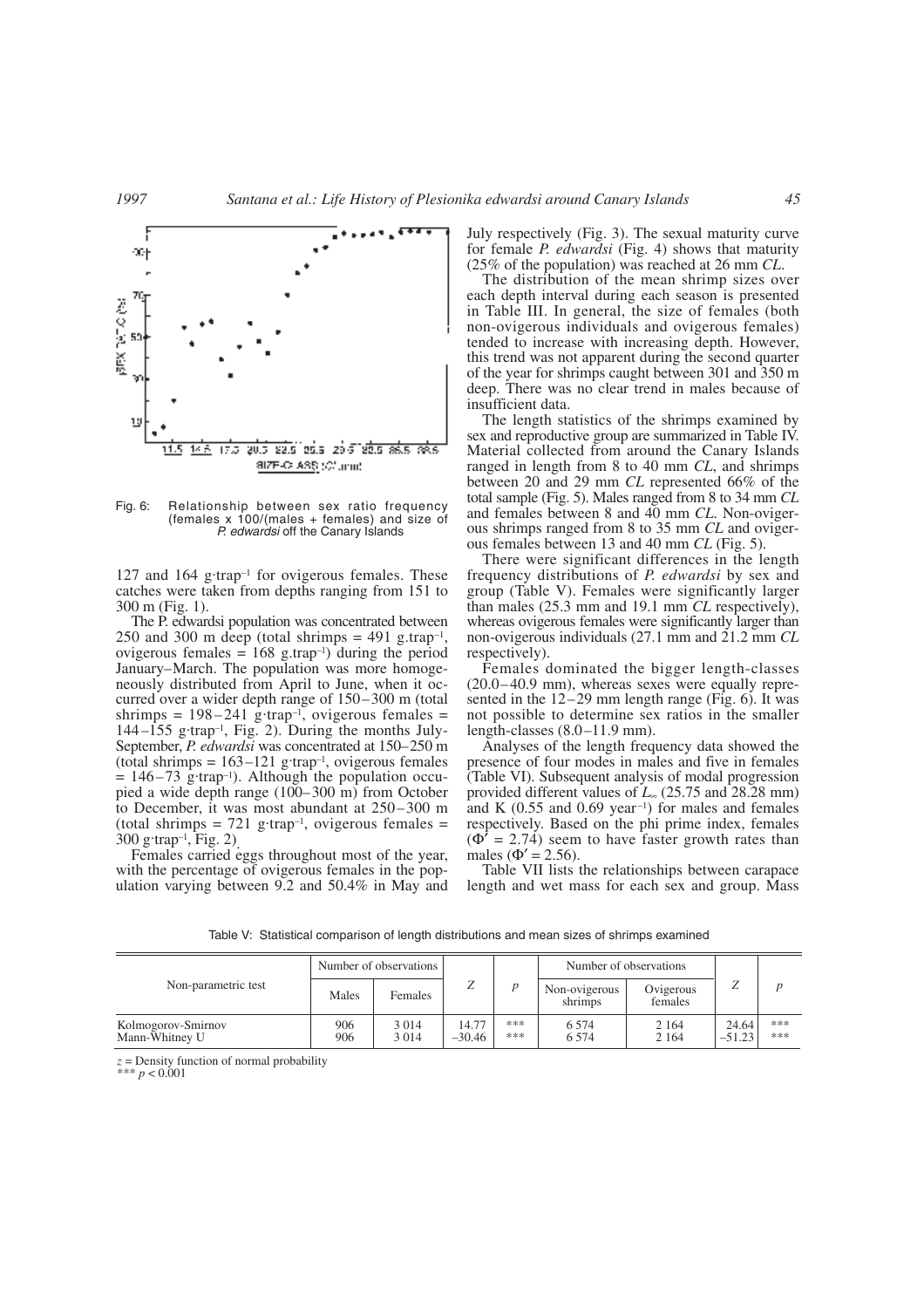Fig. 6: Relationship between sex ratio frequency (females x 100/(males + females) and size of *P. edwardsi* off the Canary Islands

127 and 164 g·trap$^{-1}$ for ovigerous females. These catches were taken from depths ranging from 151 to 300 m (Fig. 1).

The P. edwardsi population was concentrated between 250 and 300 m deep (total shrimps = 491 g.trap$^{-1}$, ovigerous females = 168 g.trap$^{-1}$) during the period January–March. The population was more homogeneously distributed from April to June, when it occurred over a wider depth range of 150–300 m (total shrimps = 198–241 g·trap$^{-1}$, ovigerous females = 144–155 g·trap$^{-1}$, Fig. 2). During the months July-September, *P. edwardsi* was concentrated at 150–250 m (total shrimps = 163–121 g·trap$^{-1}$, ovigerous females = 146–73 g·trap$^{-1}$). Although the population occupied a wide depth range (100–300 m) from October to December, it was most abundant at 250–300 m (total shrimps = 721 g·trap$^{-1}$, ovigerous females = 300 g·trap$^{-1}$, Fig. 2).

Females carried eggs throughout most of the year, with the percentage of ovigerous females in the population varying between 9.2 and 50.4% in May and July respectively (Fig. 3). The sexual maturity curve for female *P. edwardsi* (Fig. 4) shows that maturity (25% of the population) was reached at 26 mm *CL*.

The distribution of the mean shrimp sizes over each depth interval during each season is presented in Table III. In general, the size of females (both non-ovigerous individuals and ovigerous females) tended to increase with increasing depth. However, this trend was not apparent during the second quarter of the year for shrimps caught between 301 and 350 m deep. There was no clear trend in males because of insufficient data.

The length statistics of the shrimps examined by sex and reproductive group are summarized in Table IV. Material collected from around the Canary Islands ranged in length from 8 to 40 mm *CL*, and shrimps between 20 and 29 mm *CL* represented 66% of the total sample (Fig. 5). Males ranged from 8 to 34 mm *CL* and females between 8 and 40 mm *CL*. Non-ovigerous shrimps ranged from 8 to 35 mm *CL* and ovigerous females between 13 and 40 mm *CL* (Fig. 5).

There were significant differences in the length frequency distributions of *P. edwardsi* by sex and group (Table V). Females were significantly larger than males (25.3 mm and 19.1 mm *CL* respectively), whereas ovigerous females were significantly larger than non-ovigerous individuals (27.1 mm and 21.2 mm *CL* respectively).

Females dominated the bigger length-classes (20.0–40.9 mm), whereas sexes were equally represented in the 12–29 mm length range (Fig. 6). It was not possible to determine sex ratios in the smaller length-classes (8.0–11.9 mm).

Analyses of the length frequency data showed the presence of four modes in males and five in females (Table VI). Subsequent analysis of modal progression provided different values of $L_\infty$ (25.75 and 28.28 mm) and K (0.55 and 0.69 year$^{-1}$) for males and females respectively. Based on the phi prime index, females ($\Phi' = 2.74$) seem to have faster growth rates than males ($\Phi' = 2.56$).

Table VII lists the relationships between carapace length and wet mass for each sex and group. Mass

Table V: Statistical comparison of length distributions and mean sizes of shrimps examined

| Non-parametric test | Number of observations | | $Z$ | $p$ | Number of observations | | $Z$ | $p$ |
|---|---|---|---|---|---|---|---|---|
| | Males | Females | | | Non-ovigerous shrimps | Ovigerous females | | |
| Kolmogorov-Smirnov | 906 | 3 014 | 14.77 | *** | 6 574 | 2 164 | 24.64 | *** |
| Mann-Whitney U | 906 | 3 014 | –30.46 | *** | 6 574 | 2 164 | –51.23 | *** |

$z$ = Density function of normal probability
*** $p < 0.001$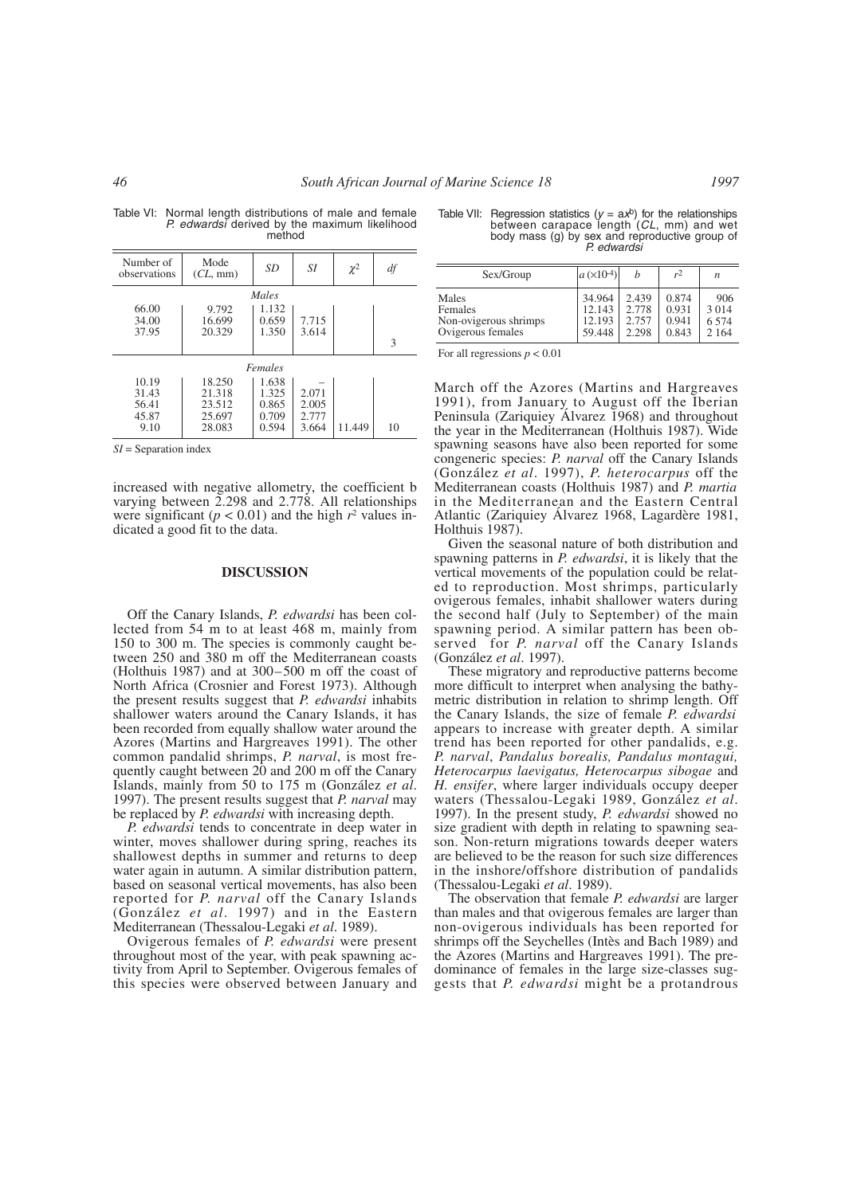Table VI: Normal length distributions of male and female *P. edwardsi* derived by the maximum likelihood method

| Number of observations | Mode (*CL*, mm) | *SD* | *SI* | $\chi^2$ | *df* |
|---|---|---|---|---|---|
| *Males* | | | | | |
| 66.00 | 9.792 | 1.132 | | | |
| 34.00 | 16.699 | 0.659 | 7.715 | | |
| 37.95 | 20.329 | 1.350 | 3.614 | | 3 |
| *Females* | | | | | |
| 10.19 | 18.250 | 1.638 | – | | |
| 31.43 | 21.318 | 1.325 | 2.071 | | |
| 56.41 | 23.512 | 0.865 | 2.005 | | |
| 45.87 | 25.697 | 0.709 | 2.777 | | |
| 9.10 | 28.083 | 0.594 | 3.664 | 11.449 | 10 |

*SI* = Separation index

Table VII: Regression statistics ($y = ax^b$) for the relationships between carapace length (*CL*, mm) and wet body mass (g) by sex and reproductive group of *P. edwardsi*

| Sex/Group | $a\ (\times 10^{-4})$ | $b$ | $r^2$ | $n$ |
|---|---|---|---|---|
| Males | 34.964 | 2.439 | 0.874 | 906 |
| Females | 12.143 | 2.778 | 0.931 | 3 014 |
| Non-ovigerous shrimps | 12.193 | 2.757 | 0.941 | 6 574 |
| Ovigerous females | 59.448 | 2.298 | 0.843 | 2 164 |

For all regressions $p < 0.01$

increased with negative allometry, the coefficient b varying between 2.298 and 2.778. All relationships were significant ($p < 0.01$) and the high $r^2$ values indicated a good fit to the data.

## DISCUSSION

Off the Canary Islands, *P. edwardsi* has been collected from 54 m to at least 468 m, mainly from 150 to 300 m. The species is commonly caught between 250 and 380 m off the Mediterranean coasts (Holthuis 1987) and at 300–500 m off the coast of North Africa (Crosnier and Forest 1973). Although the present results suggest that *P. edwardsi* inhabits shallower waters around the Canary Islands, it has been recorded from equally shallow water around the Azores (Martins and Hargreaves 1991). The other common pandalid shrimps, *P. narval*, is most frequently caught between 20 and 200 m off the Canary Islands, mainly from 50 to 175 m (González *et al*. 1997). The present results suggest that *P. narval* may be replaced by *P. edwardsi* with increasing depth.

*P. edwardsi* tends to concentrate in deep water in winter, moves shallower during spring, reaches its shallowest depths in summer and returns to deep water again in autumn. A similar distribution pattern, based on seasonal vertical movements, has also been reported for *P. narval* off the Canary Islands (González *et al*. 1997) and in the Eastern Mediterranean (Thessalou-Legaki *et al*. 1989).

Ovigerous females of *P. edwardsi* were present throughout most of the year, with peak spawning activity from April to September. Ovigerous females of this species were observed between January and March off the Azores (Martins and Hargreaves 1991), from January to August off the Iberian Peninsula (Zariquiey Álvarez 1968) and throughout the year in the Mediterranean (Holthuis 1987). Wide spawning seasons have also been reported for some congeneric species: *P. narval* off the Canary Islands (González *et al*. 1997), *P. heterocarpus* off the Mediterranean coasts (Holthuis 1987) and *P. martia* in the Mediterranean and the Eastern Central Atlantic (Zariquiey Álvarez 1968, Lagardère 1981, Holthuis 1987).

Given the seasonal nature of both distribution and spawning patterns in *P. edwardsi*, it is likely that the vertical movements of the population could be related to reproduction. Most shrimps, particularly ovigerous females, inhabit shallower waters during the second half (July to September) of the main spawning period. A similar pattern has been observed for *P. narval* off the Canary Islands (González *et al*. 1997).

These migratory and reproductive patterns become more difficult to interpret when analysing the bathymetric distribution in relation to shrimp length. Off the Canary Islands, the size of female *P. edwardsi* appears to increase with greater depth. A similar trend has been reported for other pandalids, e.g. *P. narval*, *Pandalus borealis, Pandalus montagui, Heterocarpus laevigatus, Heterocarpus sibogae* and *H. ensifer*, where larger individuals occupy deeper waters (Thessalou-Legaki 1989, González *et al*. 1997). In the present study, *P. edwardsi* showed no size gradient with depth in relating to spawning season. Non-return migrations towards deeper waters are believed to be the reason for such size differences in the inshore/offshore distribution of pandalids (Thessalou-Legaki *et al*. 1989).

The observation that female *P. edwardsi* are larger than males and that ovigerous females are larger than non-ovigerous individuals has been reported for shrimps off the Seychelles (Intès and Bach 1989) and the Azores (Martins and Hargreaves 1991). The predominance of females in the large size-classes suggests that *P. edwardsi* might be a protandrous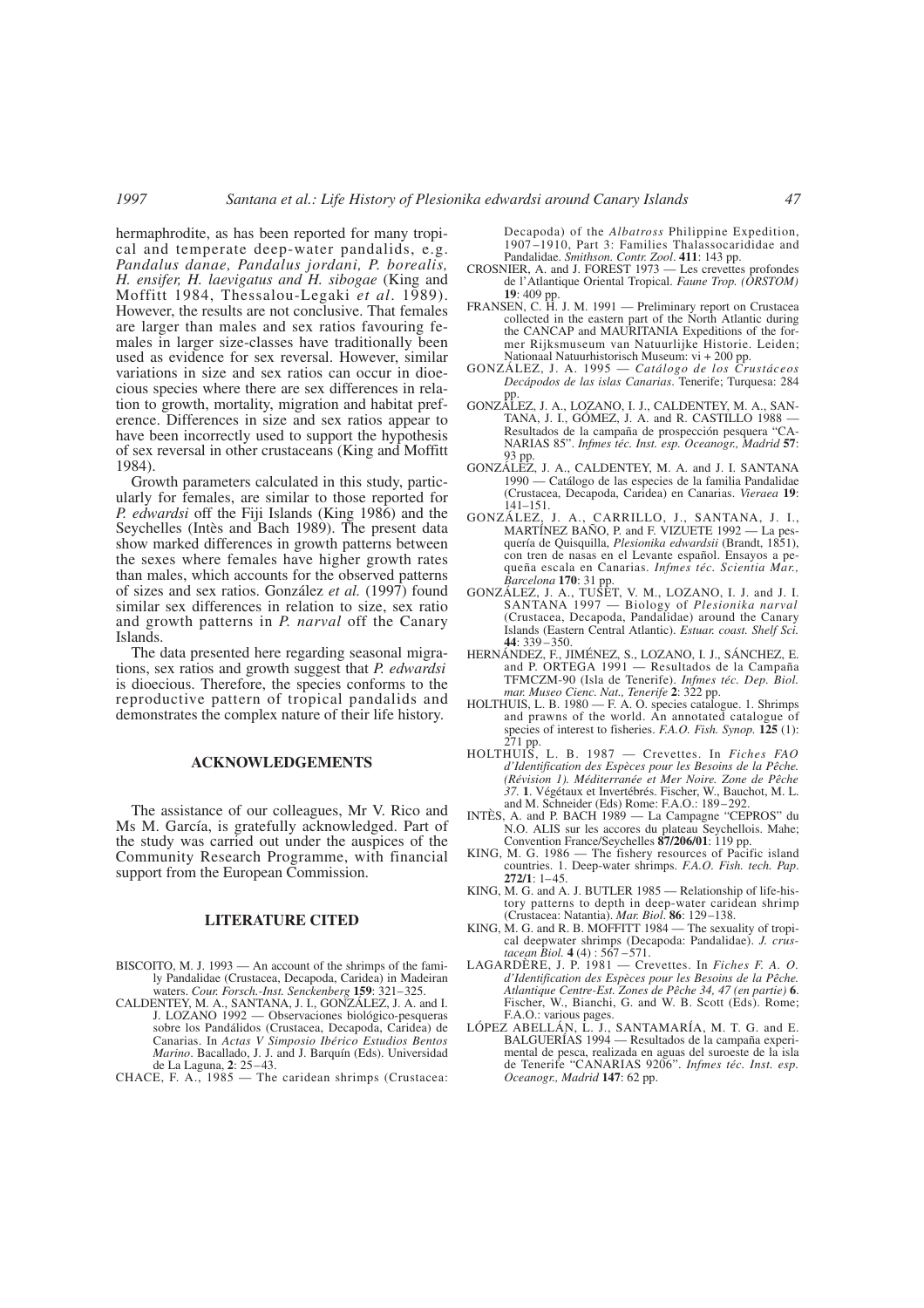hermaphrodite, as has been reported for many tropical and temperate deep-water pandalids, e.g. *Pandalus danae, Pandalus jordani, P. borealis, H. ensifer, H. laevigatus and H. sibogae* (King and Moffitt 1984, Thessalou-Legaki *et al.* 1989). However, the results are not conclusive. That females are larger than males and sex ratios favouring females in larger size-classes have traditionally been used as evidence for sex reversal. However, similar variations in size and sex ratios can occur in dioecious species where there are sex differences in relation to growth, mortality, migration and habitat preference. Differences in size and sex ratios appear to have been incorrectly used to support the hypothesis of sex reversal in other crustaceans (King and Moffitt 1984).

Growth parameters calculated in this study, particularly for females, are similar to those reported for *P. edwardsi* off the Fiji Islands (King 1986) and the Seychelles (Intès and Bach 1989). The present data show marked differences in growth patterns between the sexes where females have higher growth rates than males, which accounts for the observed patterns of sizes and sex ratios. González *et al.* (1997) found similar sex differences in relation to size, sex ratio and growth patterns in *P. narval* off the Canary Islands.

The data presented here regarding seasonal migrations, sex ratios and growth suggest that *P. edwardsi* is dioecious. Therefore, the species conforms to the reproductive pattern of tropical pandalids and demonstrates the complex nature of their life history.

## ACKNOWLEDGEMENTS

The assistance of our colleagues, Mr V. Rico and Ms M. García, is gratefully acknowledged. Part of the study was carried out under the auspices of the Community Research Programme, with financial support from the European Commission.

## LITERATURE CITED

BISCOITO, M. J. 1993 — An account of the shrimps of the family Pandalidae (Crustacea, Decapoda, Caridea) in Madeiran waters. *Cour. Forsch.-Inst. Senckenberg* **159**: 321–325.

CALDENTEY, M. A., SANTANA, J. I., GONZÁLEZ, J. A. and I. J. LOZANO 1992 — Observaciones biológico-pesqueras sobre los Pandálidos (Crustacea, Decapoda, Caridea) de Canarias. In *Actas V Simposio Ibérico Estudios Bentos Marino*. Bacallado, J. J. and J. Barquín (Eds). Universidad de La Laguna, **2**: 25–43.

CHACE, F. A., 1985 — The caridean shrimps (Crustacea: Decapoda) of the *Albatross* Philippine Expedition, 1907–1910, Part 3: Families Thalassocarididae and Pandalidae. *Smithson. Contr. Zool*. **411**: 143 pp.

CROSNIER, A. and J. FOREST 1973 — Les crevettes profondes de l'Atlantique Oriental Tropical. *Faune Trop. (ORSTOM)* **19**: 409 pp.

FRANSEN, C. H. J. M. 1991 — Preliminary report on Crustacea collected in the eastern part of the North Atlantic during the CANCAP and MAURITANIA Expeditions of the former Rijksmuseum van Natuurlijke Historie. Leiden; Nationaal Natuurhistorisch Museum: vi + 200 pp.

GONZÁLEZ, J. A. 1995 — *Catálogo de los Crustáceos Decápodos de las islas Canarias*. Tenerife; Turquesa: 284 pp.

GONZÁLEZ, J. A., LOZANO, I. J., CALDENTEY, M. A., SANTANA, J. I., GÓMEZ, J. A. and R. CASTILLO 1988 — Resultados de la campaña de prospección pesquera "CANARIAS 85". *Infmes téc. Inst. esp. Oceanogr., Madrid* **57**: 93 pp.

GONZÁLEZ, J. A., CALDENTEY, M. A. and J. I. SANTANA 1990 — Catálogo de las especies de la familia Pandalidae (Crustacea, Decapoda, Caridea) en Canarias. *Vieraea* **19**: 141–151.

GONZÁLEZ, J. A., CARRILLO, J., SANTANA, J. I., MARTÍNEZ BAÑO, P. and F. VIZUETE 1992 — La pesquería de Quisquilla, *Plesionika edwardsii* (Brandt, 1851), con tren de nasas en el Levante español. Ensayos a pequeña escala en Canarias. *Infmes téc. Scientia Mar., Barcelona* **170**: 31 pp.

GONZÁLEZ, J. A., TUSET, V. M., LOZANO, I. J. and J. I. SANTANA 1997 — Biology of *Plesionika narval* (Crustacea, Decapoda, Pandalidae) around the Canary Islands (Eastern Central Atlantic). *Estuar. coast. Shelf Sci.* **44**: 339–350.

HERNÁNDEZ, F., JIMÉNEZ, S., LOZANO, I. J., SÁNCHEZ, E. and P. ORTEGA 1991 — Resultados de la Campaña TFMCZM-90 (Isla de Tenerife). *Infmes téc. Dep. Biol. mar. Museo Cienc. Nat., Tenerife* **2**: 322 pp.

HOLTHUIS, L. B. 1980 — F. A. O. species catalogue. 1. Shrimps and prawns of the world. An annotated catalogue of species of interest to fisheries. *F.A.O. Fish. Synop.* **125** (1): 271 pp.

HOLTHUIS, L. B. 1987 — Crevettes. In *Fiches FAO d'Identification des Espèces pour les Besoins de la Pêche. (Révision 1). Méditerranée et Mer Noire. Zone de Pêche 37*. **1**. Végétaux et Invertébrés. Fischer, W., Bauchot, M. L. and M. Schneider (Eds) Rome: F.A.O.: 189–292.

INTÈS, A. and P. BACH 1989 — La Campagne "CEPROS" du N.O. ALIS sur les accores du plateau Seychellois. Mahe; Convention France/Seychelles **87/206/01**: 119 pp.

KING, M. G. 1986 — The fishery resources of Pacific island countries. 1. Deep-water shrimps. *F.A.O. Fish. tech. Pap.* **272/1**: 1–45.

KING, M. G. and A. J. BUTLER 1985 — Relationship of life-history patterns to depth in deep-water caridean shrimp (Crustacea: Natantia). *Mar. Biol.* **86**: 129–138.

KING, M. G. and R. B. MOFFITT 1984 — The sexuality of tropical deepwater shrimps (Decapoda: Pandalidae). *J. crustacean Biol.* **4** (4) : 567–571.

LAGARDÈRE, J. P. 1981 — Crevettes. In *Fiches F. A. O. d'Identification des Espèces pour les Besoins de la Pêche. Atlantique Centre-Est. Zones de Pêche 34, 47 (en partie)* **6**. Fischer, W., Bianchi, G. and W. B. Scott (Eds). Rome; F.A.O.: various pages.

LÓPEZ ABELLÁN, L. J., SANTAMARÍA, M. T. G. and E. BALGUERÍAS 1994 — Resultados de la campaña experimental de pesca, realizada en aguas del suroeste de la isla de Tenerife "CANARIAS 9206". *Infmes téc. Inst. esp. Oceanogr., Madrid* **147**: 62 pp.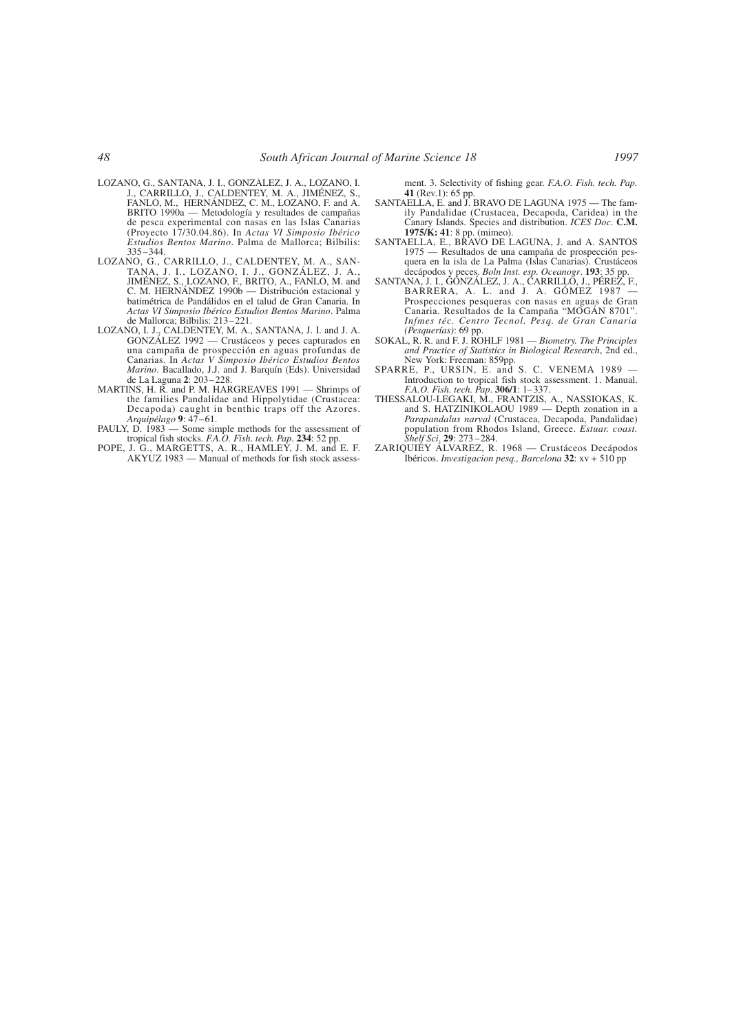LOZANO, G., SANTANA, J. I., GONZÁLEZ, J. A., LOZANO, I. J., CARRILLO, J., CALDENTEY, M. A., JIMÉNEZ, S., FANLO, M., HERNÁNDEZ, C. M., LOZANO, F. and A. BRITO 1990a — Metodología y resultados de campañas de pesca experimental con nasas en las Islas Canarias (Proyecto 17/30.04.86). In *Actas VI Simposio Ibérico Estudios Bentos Marino*. Palma de Mallorca; Bilbilis: 335–344.

LOZANO, G., CARRILLO, J., CALDENTEY, M. A., SANTANA, J. I., LOZANO, I. J., GONZÁLEZ, J. A., JIMÉNEZ, S., LOZANO, F., BRITO, A., FANLO, M. and C. M. HERNÁNDEZ 1990b — Distribución estacional y batimétrica de Pandálidos en el talud de Gran Canaria. In *Actas VI Simposio Ibérico Estudios Bentos Marino*. Palma de Mallorca; Bilbilis: 213–221.

LOZANO, I. J., CALDENTEY, M. A., SANTANA, J. I. and J. A. GONZÁLEZ 1992 — Crustáceos y peces capturados en una campaña de prospección en aguas profundas de Canarias. In *Actas V Simposio Ibérico Estudios Bentos Marino*. Bacallado, J.J. and J. Barquín (Eds). Universidad de La Laguna **2**: 203–228.

MARTINS, H. R. and P. M. HARGREAVES 1991 — Shrimps of the families Pandalidae and Hippolytidae (Crustacea: Decapoda) caught in benthic traps off the Azores. *Arquipélago* **9**: 47–61.

PAULY, D. 1983 — Some simple methods for the assessment of tropical fish stocks. *F.A.O. Fish. tech. Pap*. **234**: 52 pp.

POPE, J. G., MARGETTS, A. R., HAMLEY, J. M. and E. F. AKYUZ 1983 — Manual of methods for fish stock assessment. 3. Selectivity of fishing gear. *F.A.O. Fish. tech. Pap.* **41** (Rev.1): 65 pp.

SANTAELLA, E. and J. BRAVO DE LAGUNA 1975 — The family Pandalidae (Crustacea, Decapoda, Caridea) in the Canary Islands. Species and distribution. *ICES Doc*. **C.M. 1975/K: 41**: 8 pp. (mimeo).

SANTAELLA, E., BRAVO DE LAGUNA, J. and A. SANTOS 1975 — Resultados de una campaña de prospección pesquera en la isla de La Palma (Islas Canarias). Crustáceos decápodos y peces. *Boln Inst. esp. Oceanogr*. **193**: 35 pp.

SANTANA, J. I., GONZÁLEZ, J. A., CARRILLO, J., PÉREZ, F., BARRERA, A. L. and J. A. GÓMEZ 1987 — Prospecciones pesqueras con nasas en aguas de Gran Canaria. Resultados de la Campaña "MOGÁN 8701". *Infmes téc. Centro Tecnol. Pesq. de Gran Canaria (Pesquerías)*: 69 pp.

SOKAL, R. R. and F. J. ROHLF 1981 — *Biometry. The Principles and Practice of Statistics in Biological Research*, 2nd ed., New York: Freeman: 859pp.

SPARRE, P., URSIN, E. and S. C. VENEMA 1989 — Introduction to tropical fish stock assessment. 1. Manual. *F.A.O. Fish. tech. Pap*. **306/1**: 1–337.

THESSALOU-LEGAKI, M., FRANTZIS, A., NASSIOKAS, K. and S. HATZINIKOLAOU 1989 — Depth zonation in a *Parapandalus narval* (Crustacea, Decapoda, Pandalidae) population from Rhodos Island, Greece. *Estuar. coast. Shelf Sci*. **29**: 273–284.

ZARIQUIEY ÁLVAREZ, R. 1968 — Crustáceos Decápodos Ibéricos. *Investigacion pesq., Barcelona* **32**: xv + 510 pp